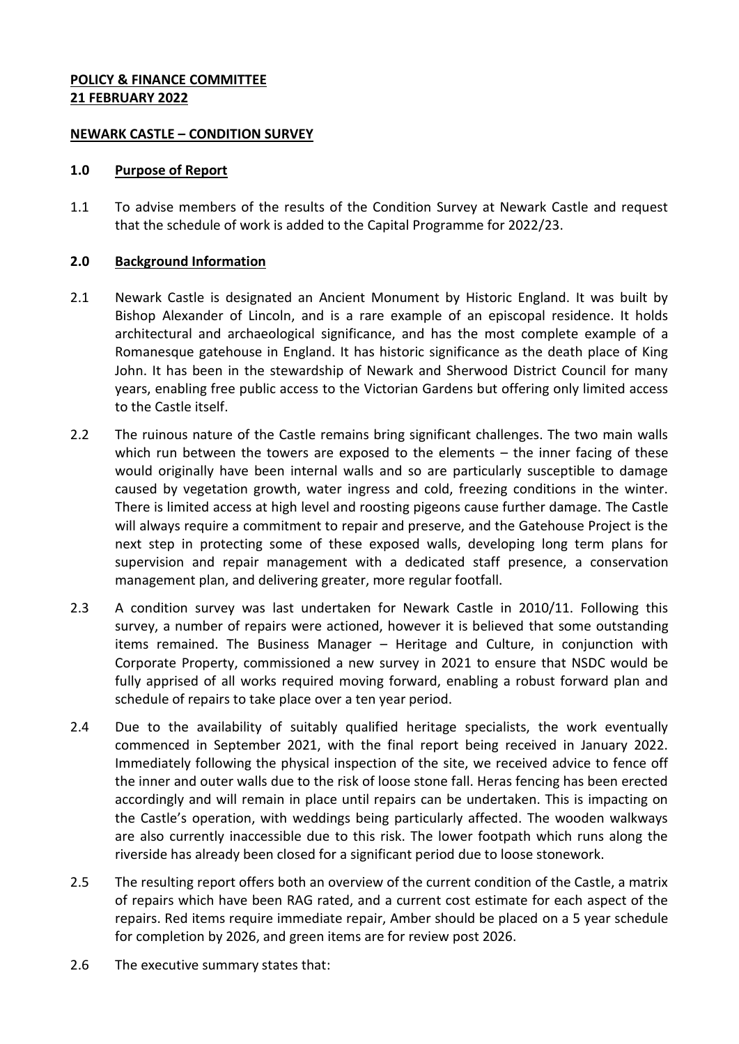**POLICY & FINANCE COMMITTEE**
**21 FEBRUARY 2022**

**NEWARK CASTLE – CONDITION SURVEY**

**1.0 Purpose of Report**

1.1 To advise members of the results of the Condition Survey at Newark Castle and request that the schedule of work is added to the Capital Programme for 2022/23.

**2.0 Background Information**

2.1 Newark Castle is designated an Ancient Monument by Historic England. It was built by Bishop Alexander of Lincoln, and is a rare example of an episcopal residence. It holds architectural and archaeological significance, and has the most complete example of a Romanesque gatehouse in England. It has historic significance as the death place of King John. It has been in the stewardship of Newark and Sherwood District Council for many years, enabling free public access to the Victorian Gardens but offering only limited access to the Castle itself.

2.2 The ruinous nature of the Castle remains bring significant challenges. The two main walls which run between the towers are exposed to the elements – the inner facing of these would originally have been internal walls and so are particularly susceptible to damage caused by vegetation growth, water ingress and cold, freezing conditions in the winter. There is limited access at high level and roosting pigeons cause further damage. The Castle will always require a commitment to repair and preserve, and the Gatehouse Project is the next step in protecting some of these exposed walls, developing long term plans for supervision and repair management with a dedicated staff presence, a conservation management plan, and delivering greater, more regular footfall.

2.3 A condition survey was last undertaken for Newark Castle in 2010/11. Following this survey, a number of repairs were actioned, however it is believed that some outstanding items remained. The Business Manager – Heritage and Culture, in conjunction with Corporate Property, commissioned a new survey in 2021 to ensure that NSDC would be fully apprised of all works required moving forward, enabling a robust forward plan and schedule of repairs to take place over a ten year period.

2.4 Due to the availability of suitably qualified heritage specialists, the work eventually commenced in September 2021, with the final report being received in January 2022. Immediately following the physical inspection of the site, we received advice to fence off the inner and outer walls due to the risk of loose stone fall. Heras fencing has been erected accordingly and will remain in place until repairs can be undertaken. This is impacting on the Castle's operation, with weddings being particularly affected. The wooden walkways are also currently inaccessible due to this risk. The lower footpath which runs along the riverside has already been closed for a significant period due to loose stonework.

2.5 The resulting report offers both an overview of the current condition of the Castle, a matrix of repairs which have been RAG rated, and a current cost estimate for each aspect of the repairs. Red items require immediate repair, Amber should be placed on a 5 year schedule for completion by 2026, and green items are for review post 2026.

2.6 The executive summary states that: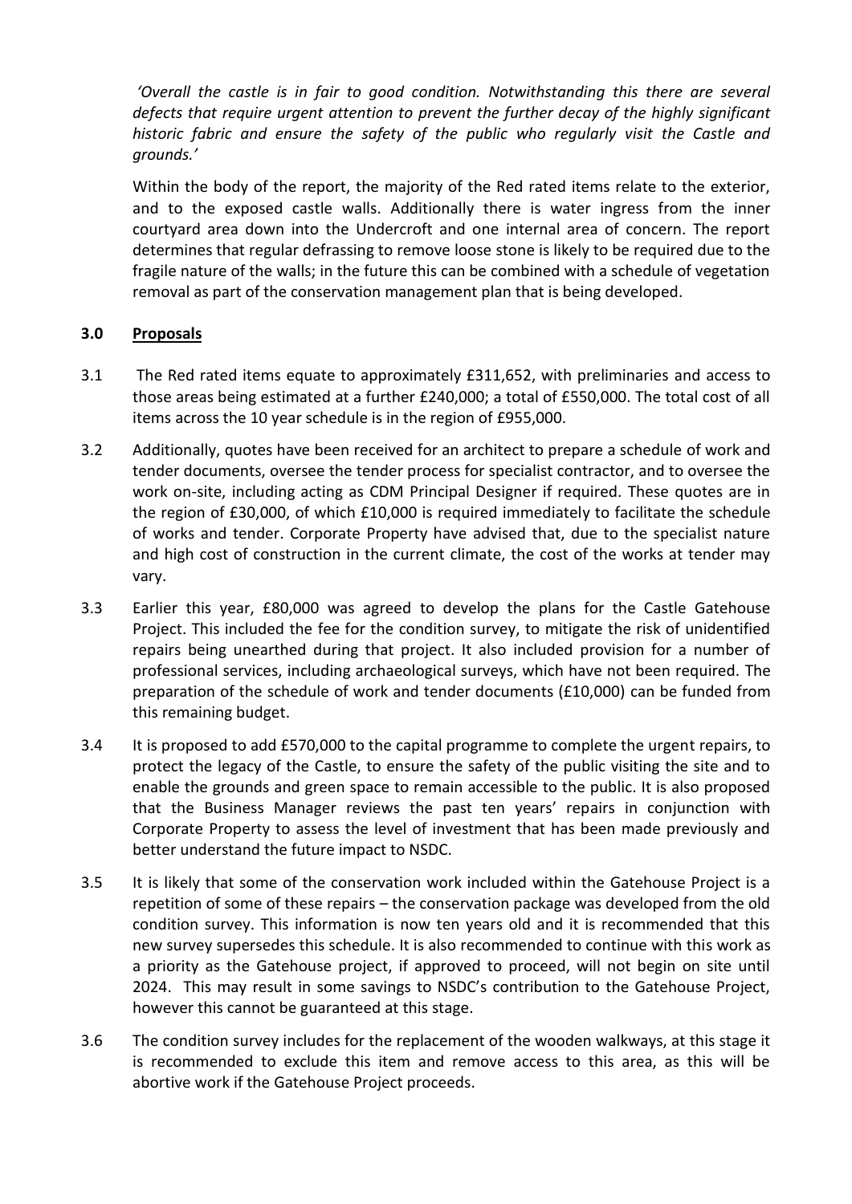*'Overall the castle is in fair to good condition. Notwithstanding this there are several defects that require urgent attention to prevent the further decay of the highly significant historic fabric and ensure the safety of the public who regularly visit the Castle and grounds.'*

Within the body of the report, the majority of the Red rated items relate to the exterior, and to the exposed castle walls. Additionally there is water ingress from the inner courtyard area down into the Undercroft and one internal area of concern. The report determines that regular defrassing to remove loose stone is likely to be required due to the fragile nature of the walls; in the future this can be combined with a schedule of vegetation removal as part of the conservation management plan that is being developed.

## 3.0 Proposals

3.1 The Red rated items equate to approximately £311,652, with preliminaries and access to those areas being estimated at a further £240,000; a total of £550,000. The total cost of all items across the 10 year schedule is in the region of £955,000.

3.2 Additionally, quotes have been received for an architect to prepare a schedule of work and tender documents, oversee the tender process for specialist contractor, and to oversee the work on-site, including acting as CDM Principal Designer if required. These quotes are in the region of £30,000, of which £10,000 is required immediately to facilitate the schedule of works and tender. Corporate Property have advised that, due to the specialist nature and high cost of construction in the current climate, the cost of the works at tender may vary.

3.3 Earlier this year, £80,000 was agreed to develop the plans for the Castle Gatehouse Project. This included the fee for the condition survey, to mitigate the risk of unidentified repairs being unearthed during that project. It also included provision for a number of professional services, including archaeological surveys, which have not been required. The preparation of the schedule of work and tender documents (£10,000) can be funded from this remaining budget.

3.4 It is proposed to add £570,000 to the capital programme to complete the urgent repairs, to protect the legacy of the Castle, to ensure the safety of the public visiting the site and to enable the grounds and green space to remain accessible to the public. It is also proposed that the Business Manager reviews the past ten years' repairs in conjunction with Corporate Property to assess the level of investment that has been made previously and better understand the future impact to NSDC.

3.5 It is likely that some of the conservation work included within the Gatehouse Project is a repetition of some of these repairs – the conservation package was developed from the old condition survey. This information is now ten years old and it is recommended that this new survey supersedes this schedule. It is also recommended to continue with this work as a priority as the Gatehouse project, if approved to proceed, will not begin on site until 2024. This may result in some savings to NSDC's contribution to the Gatehouse Project, however this cannot be guaranteed at this stage.

3.6 The condition survey includes for the replacement of the wooden walkways, at this stage it is recommended to exclude this item and remove access to this area, as this will be abortive work if the Gatehouse Project proceeds.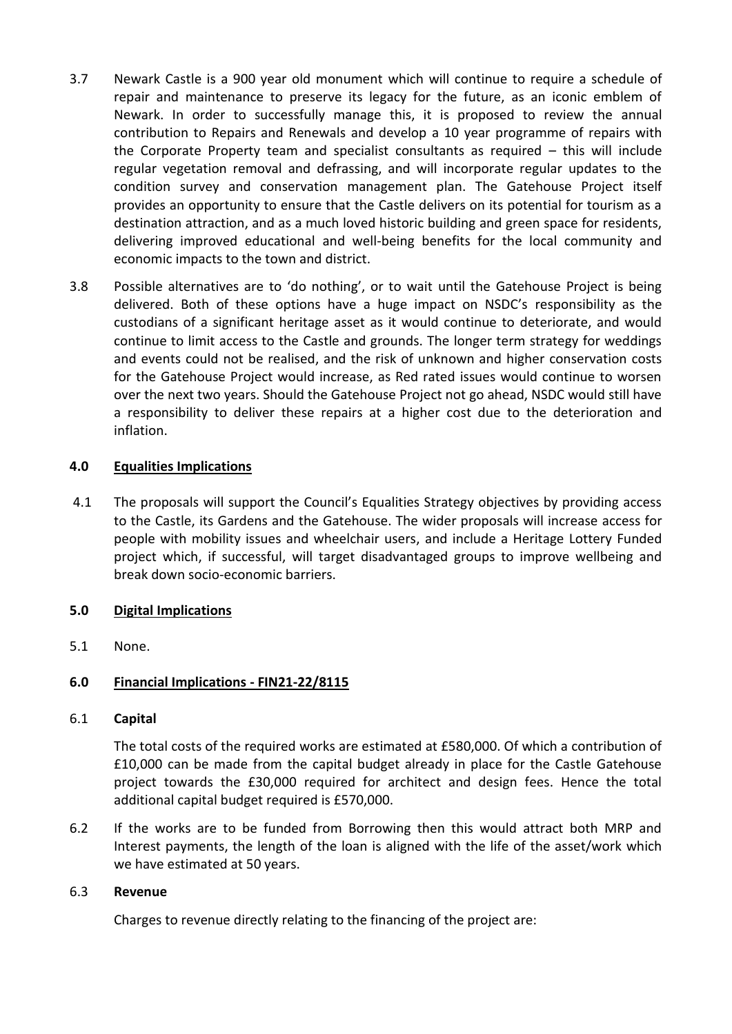3.7 Newark Castle is a 900 year old monument which will continue to require a schedule of repair and maintenance to preserve its legacy for the future, as an iconic emblem of Newark. In order to successfully manage this, it is proposed to review the annual contribution to Repairs and Renewals and develop a 10 year programme of repairs with the Corporate Property team and specialist consultants as required – this will include regular vegetation removal and defrassing, and will incorporate regular updates to the condition survey and conservation management plan. The Gatehouse Project itself provides an opportunity to ensure that the Castle delivers on its potential for tourism as a destination attraction, and as a much loved historic building and green space for residents, delivering improved educational and well-being benefits for the local community and economic impacts to the town and district.

3.8 Possible alternatives are to 'do nothing', or to wait until the Gatehouse Project is being delivered. Both of these options have a huge impact on NSDC's responsibility as the custodians of a significant heritage asset as it would continue to deteriorate, and would continue to limit access to the Castle and grounds. The longer term strategy for weddings and events could not be realised, and the risk of unknown and higher conservation costs for the Gatehouse Project would increase, as Red rated issues would continue to worsen over the next two years. Should the Gatehouse Project not go ahead, NSDC would still have a responsibility to deliver these repairs at a higher cost due to the deterioration and inflation.

## 4.0 Equalities Implications

4.1 The proposals will support the Council's Equalities Strategy objectives by providing access to the Castle, its Gardens and the Gatehouse. The wider proposals will increase access for people with mobility issues and wheelchair users, and include a Heritage Lottery Funded project which, if successful, will target disadvantaged groups to improve wellbeing and break down socio-economic barriers.

## 5.0 Digital Implications

5.1 None.

## 6.0 Financial Implications - FIN21-22/8115

6.1 **Capital**

The total costs of the required works are estimated at £580,000. Of which a contribution of £10,000 can be made from the capital budget already in place for the Castle Gatehouse project towards the £30,000 required for architect and design fees. Hence the total additional capital budget required is £570,000.

6.2 If the works are to be funded from Borrowing then this would attract both MRP and Interest payments, the length of the loan is aligned with the life of the asset/work which we have estimated at 50 years.

6.3 **Revenue**

Charges to revenue directly relating to the financing of the project are: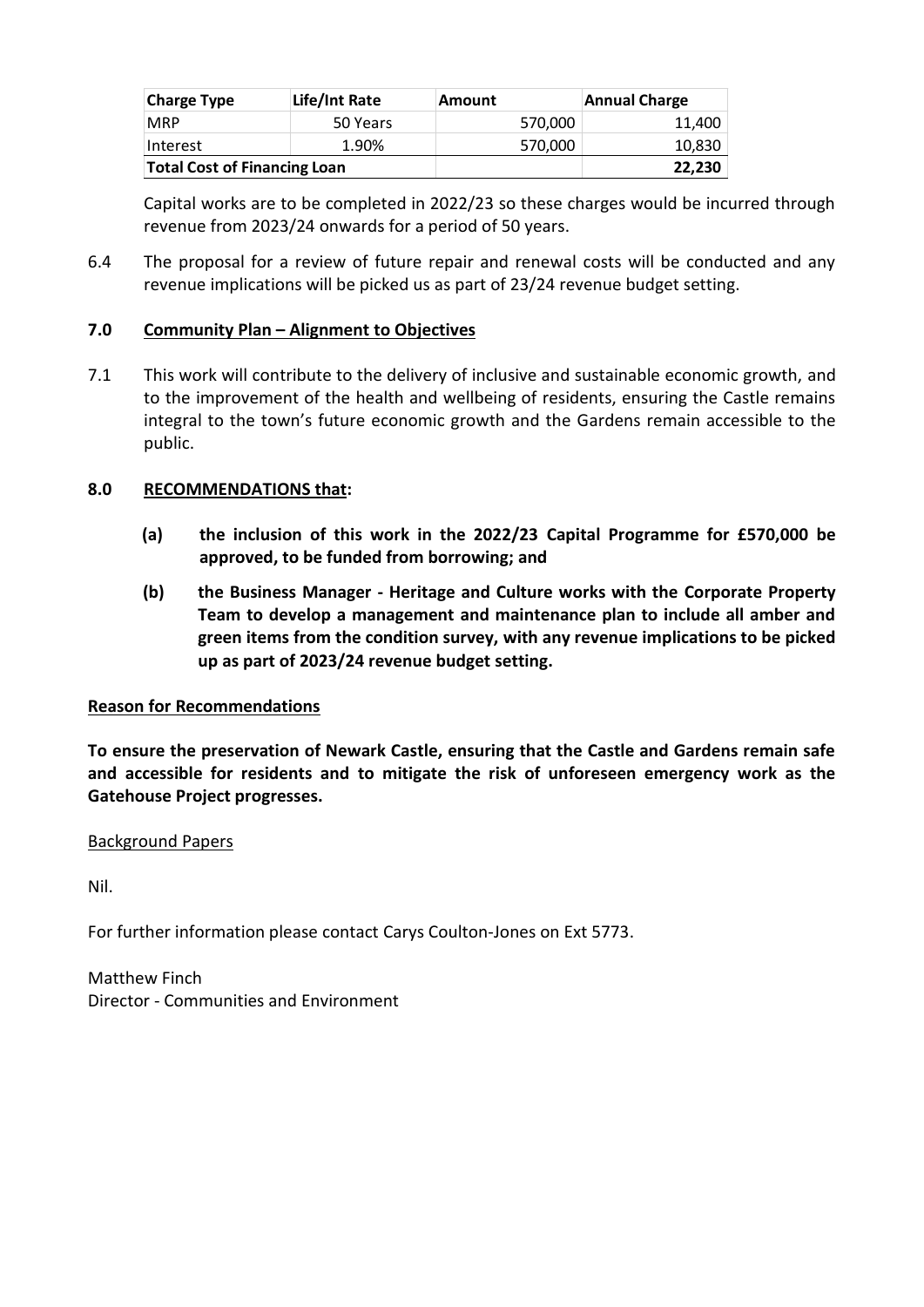| Charge Type | Life/Int Rate | Amount | Annual Charge |
|---|---|---|---|
| MRP | 50 Years | 570,000 | 11,400 |
| Interest | 1.90% | 570,000 | 10,830 |
| **Total Cost of Financing Loan** | | | **22,230** |

Capital works are to be completed in 2022/23 so these charges would be incurred through revenue from 2023/24 onwards for a period of 50 years.

6.4 The proposal for a review of future repair and renewal costs will be conducted and any revenue implications will be picked us as part of 23/24 revenue budget setting.

## 7.0 Community Plan – Alignment to Objectives

7.1 This work will contribute to the delivery of inclusive and sustainable economic growth, and to the improvement of the health and wellbeing of residents, ensuring the Castle remains integral to the town's future economic growth and the Gardens remain accessible to the public.

## 8.0 RECOMMENDATIONS that:

**(a) the inclusion of this work in the 2022/23 Capital Programme for £570,000 be approved, to be funded from borrowing; and**

**(b) the Business Manager - Heritage and Culture works with the Corporate Property Team to develop a management and maintenance plan to include all amber and green items from the condition survey, with any revenue implications to be picked up as part of 2023/24 revenue budget setting.**

**Reason for Recommendations**

**To ensure the preservation of Newark Castle, ensuring that the Castle and Gardens remain safe and accessible for residents and to mitigate the risk of unforeseen emergency work as the Gatehouse Project progresses.**

Background Papers

Nil.

For further information please contact Carys Coulton-Jones on Ext 5773.

Matthew Finch
Director - Communities and Environment